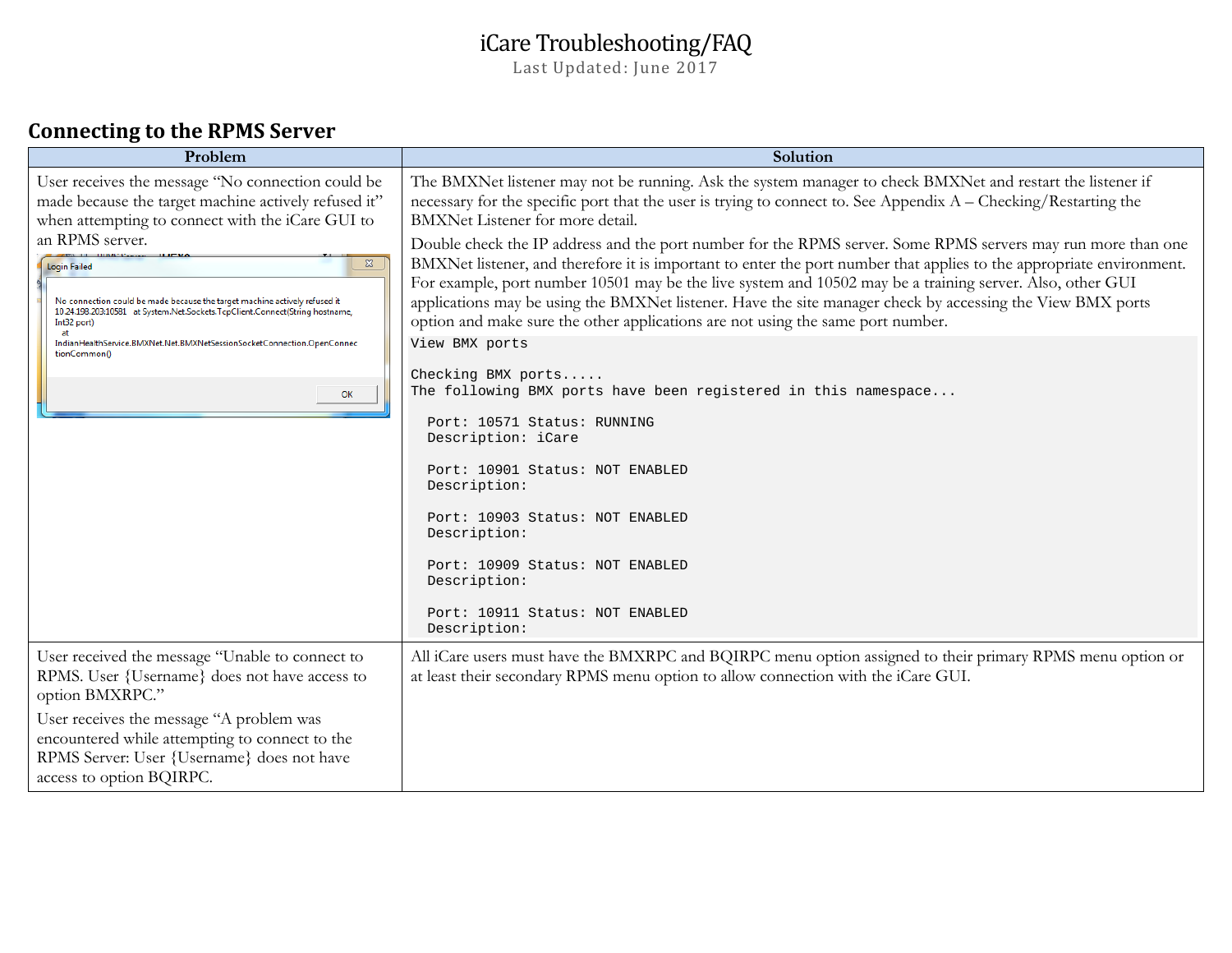# iCare Troubleshooting/FAQ

Last Updated: June 2017

## Connecting to the RPMS Server

| Problem | Solution |
|---|---|
| User receives the message "No connection could be made because the target machine actively refused it" when attempting to connect with the iCare GUI to an RPMS server.<br><br>Login Failed<br>No connection could be made because the target machine actively refused it 10.24.198.203:10581 at System.Net.Sockets.TcpClient.Connect(String hostname, Int32 port) at IndianHealthService.BMXNet.Net.BMXNetSessionSocketConnection.OpenConnectionCommon()<br>OK | The BMXNet listener may not be running. Ask the system manager to check BMXNet and restart the listener if necessary for the specific port that the user is trying to connect to. See Appendix A – Checking/Restarting the BMXNet Listener for more detail.<br><br>Double check the IP address and the port number for the RPMS server. Some RPMS servers may run more than one BMXNet listener, and therefore it is important to enter the port number that applies to the appropriate environment. For example, port number 10501 may be the live system and 10502 may be a training server. Also, other GUI applications may be using the BMXNet listener. Have the site manager check by accessing the View BMX ports option and make sure the other applications are not using the same port number.<br><br>`View BMX ports`<br><br>`Checking BMX ports.....`<br>`The following BMX ports have been registered in this namespace...`<br><br>`Port: 10571 Status: RUNNING`<br>`Description: iCare`<br><br>`Port: 10901 Status: NOT ENABLED`<br>`Description:`<br><br>`Port: 10903 Status: NOT ENABLED`<br>`Description:`<br><br>`Port: 10909 Status: NOT ENABLED`<br>`Description:`<br><br>`Port: 10911 Status: NOT ENABLED`<br>`Description:` |
| User received the message "Unable to connect to RPMS. User {Username} does not have access to option BMXRPC."<br><br>User receives the message "A problem was encountered while attempting to connect to the RPMS Server: User {Username} does not have access to option BQIRPC. | All iCare users must have the BMXRPC and BQIRPC menu option assigned to their primary RPMS menu option or at least their secondary RPMS menu option to allow connection with the iCare GUI. |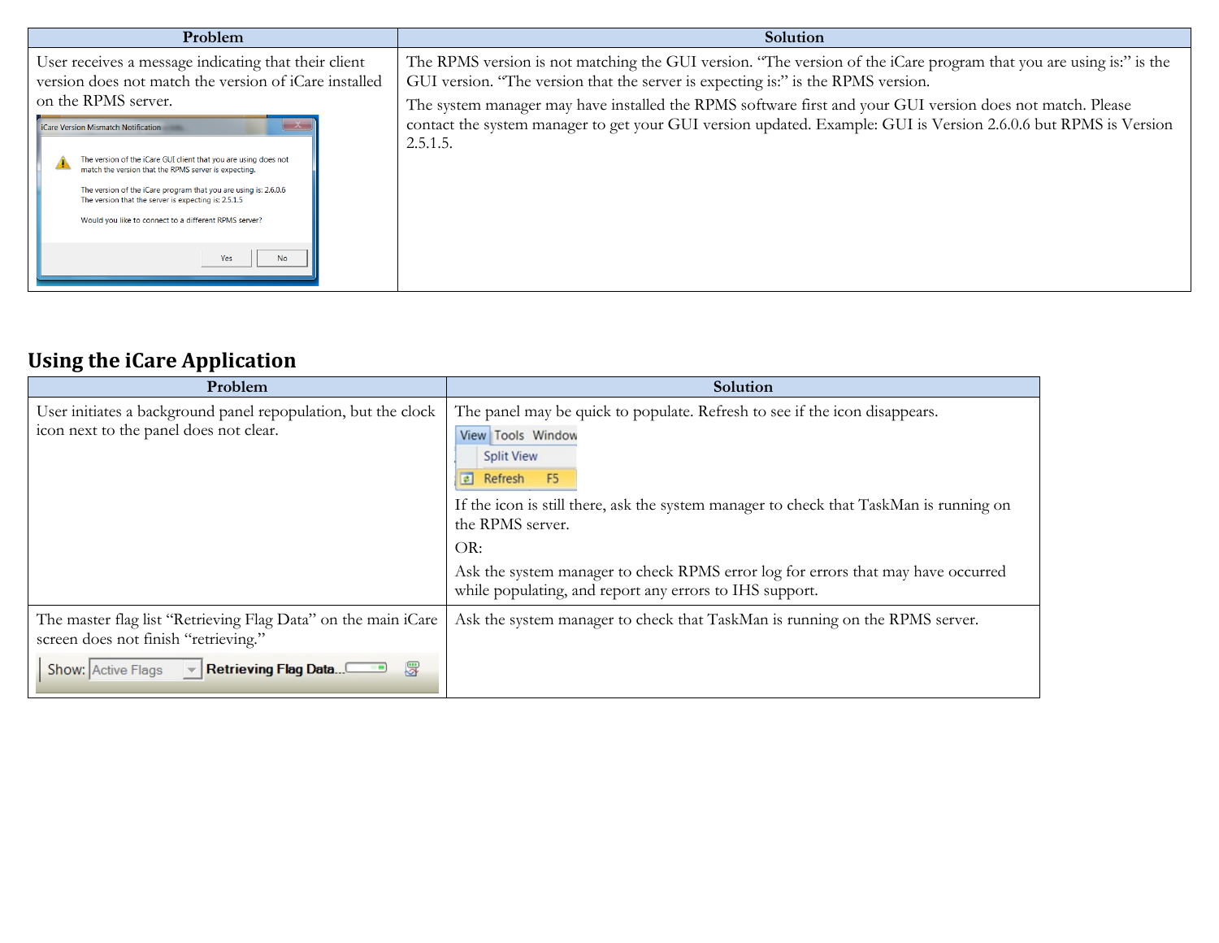| Problem | Solution |
| --- | --- |
| User receives a message indicating that their client version does not match the version of iCare installed on the RPMS server. | The RPMS version is not matching the GUI version. "The version of the iCare program that you are using is:" is the GUI version. "The version that the server is expecting is:" is the RPMS version. The system manager may have installed the RPMS software first and your GUI version does not match. Please contact the system manager to get your GUI version updated. Example: GUI is Version 2.6.0.6 but RPMS is Version 2.5.1.5. |

## Using the iCare Application

| Problem | Solution |
| --- | --- |
| User initiates a background panel repopulation, but the clock icon next to the panel does not clear. | The panel may be quick to populate. Refresh to see if the icon disappears. If the icon is still there, ask the system manager to check that TaskMan is running on the RPMS server. OR: Ask the system manager to check RPMS error log for errors that may have occurred while populating, and report any errors to IHS support. |
| The master flag list "Retrieving Flag Data" on the main iCare screen does not finish "retrieving." | Ask the system manager to check that TaskMan is running on the RPMS server. |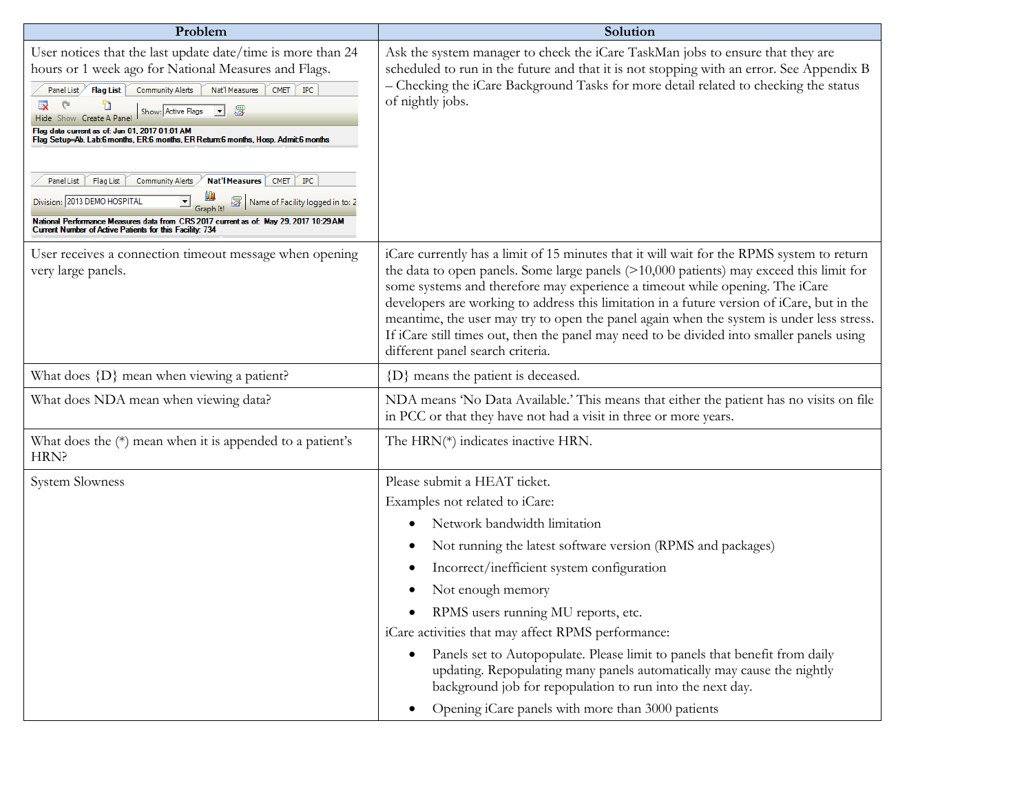| Problem | Solution |
|---|---|
| User notices that the last update date/time is more than 24 hours or 1 week ago for National Measures and Flags.<br>Panel List / Flag List / Community Alerts / Nat'l Measures / CMET / IPC<br>Hide Show Create A Panel Show: Active Flags<br>Flag data current as of: Jun 01, 2017 01:01 AM<br>Flag Setup=Ab. Lab:6 months, ER:6 months, ER Return:6 months, Hosp. Admit:6 months<br>Panel List / Flag List / Community Alerts / Nat'l Measures / CMET / IPC<br>Division: 2013 DEMO HOSPITAL Graph It! Name of Facility logged in to: 2<br>National Performance Measures data from CRS 2017 current as of: May 29, 2017 10:29 AM<br>Current Number of Active Patients for this Facility: 734 | Ask the system manager to check the iCare TaskMan jobs to ensure that they are scheduled to run in the future and that it is not stopping with an error. See Appendix B – Checking the iCare Background Tasks for more detail related to checking the status of nightly jobs. |
| User receives a connection timeout message when opening very large panels. | iCare currently has a limit of 15 minutes that it will wait for the RPMS system to return the data to open panels. Some large panels (>10,000 patients) may exceed this limit for some systems and therefore may experience a timeout while opening. The iCare developers are working to address this limitation in a future version of iCare, but in the meantime, the user may try to open the panel again when the system is under less stress. If iCare still times out, then the panel may need to be divided into smaller panels using different panel search criteria. |
| What does {D} mean when viewing a patient? | {D} means the patient is deceased. |
| What does NDA mean when viewing data? | NDA means 'No Data Available.' This means that either the patient has no visits on file in PCC or that they have not had a visit in three or more years. |
| What does the (*) mean when it is appended to a patient's HRN? | The HRN(*) indicates inactive HRN. |
| System Slowness | Please submit a HEAT ticket.<br>Examples not related to iCare:<br>• Network bandwidth limitation<br>• Not running the latest software version (RPMS and packages)<br>• Incorrect/inefficient system configuration<br>• Not enough memory<br>• RPMS users running MU reports, etc.<br>iCare activities that may affect RPMS performance:<br>• Panels set to Autopopulate. Please limit to panels that benefit from daily updating. Repopulating many panels automatically may cause the nightly background job for repopulation to run into the next day.<br>• Opening iCare panels with more than 3000 patients |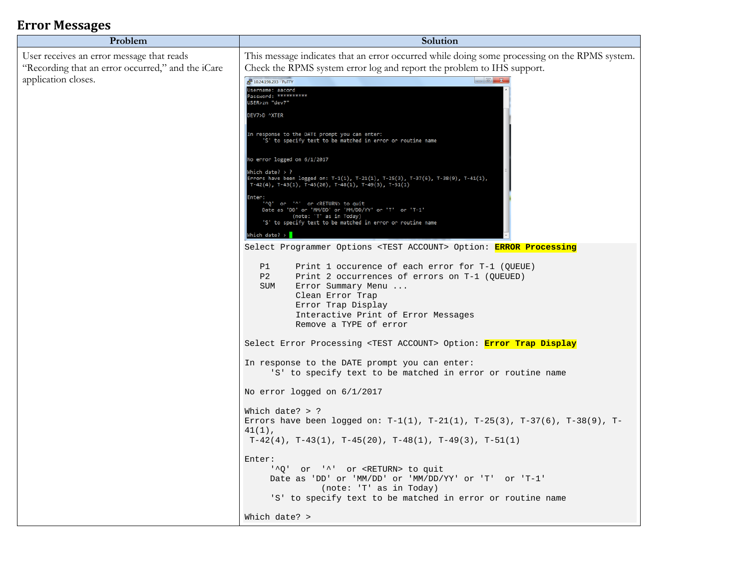## Error Messages

| Problem | Solution |
|---|---|
| User receives an error message that reads "Recording that an error occurred," and the iCare application closes. | This message indicates that an error occurred while doing some processing on the RPMS system. Check the RPMS system error log and report the problem to IHS support. |

```
Select Programmer Options <TEST ACCOUNT> Option: ERROR Processing

   P1     Print 1 occurence of each error for T-1 (QUEUE)
   P2     Print 2 occurrences of errors on T-1 (QUEUED)
   SUM    Error Summary Menu ...
          Clean Error Trap
          Error Trap Display
          Interactive Print of Error Messages
          Remove a TYPE of error

Select Error Processing <TEST ACCOUNT> Option: Error Trap Display

In response to the DATE prompt you can enter:
     'S' to specify text to be matched in error or routine name

No error logged on 6/1/2017

Which date? > ?
Errors have been logged on: T-1(1), T-21(1), T-25(3), T-37(6), T-38(9), T-41(1),
 T-42(4), T-43(1), T-45(20), T-48(1), T-49(3), T-51(1)

Enter:
     '^Q'  or  '^'  or <RETURN> to quit
     Date as 'DD' or 'MM/DD' or 'MM/DD/YY' or 'T'  or 'T-1'
               (note: 'T' as in Today)
     'S' to specify text to be matched in error or routine name

Which date? >
```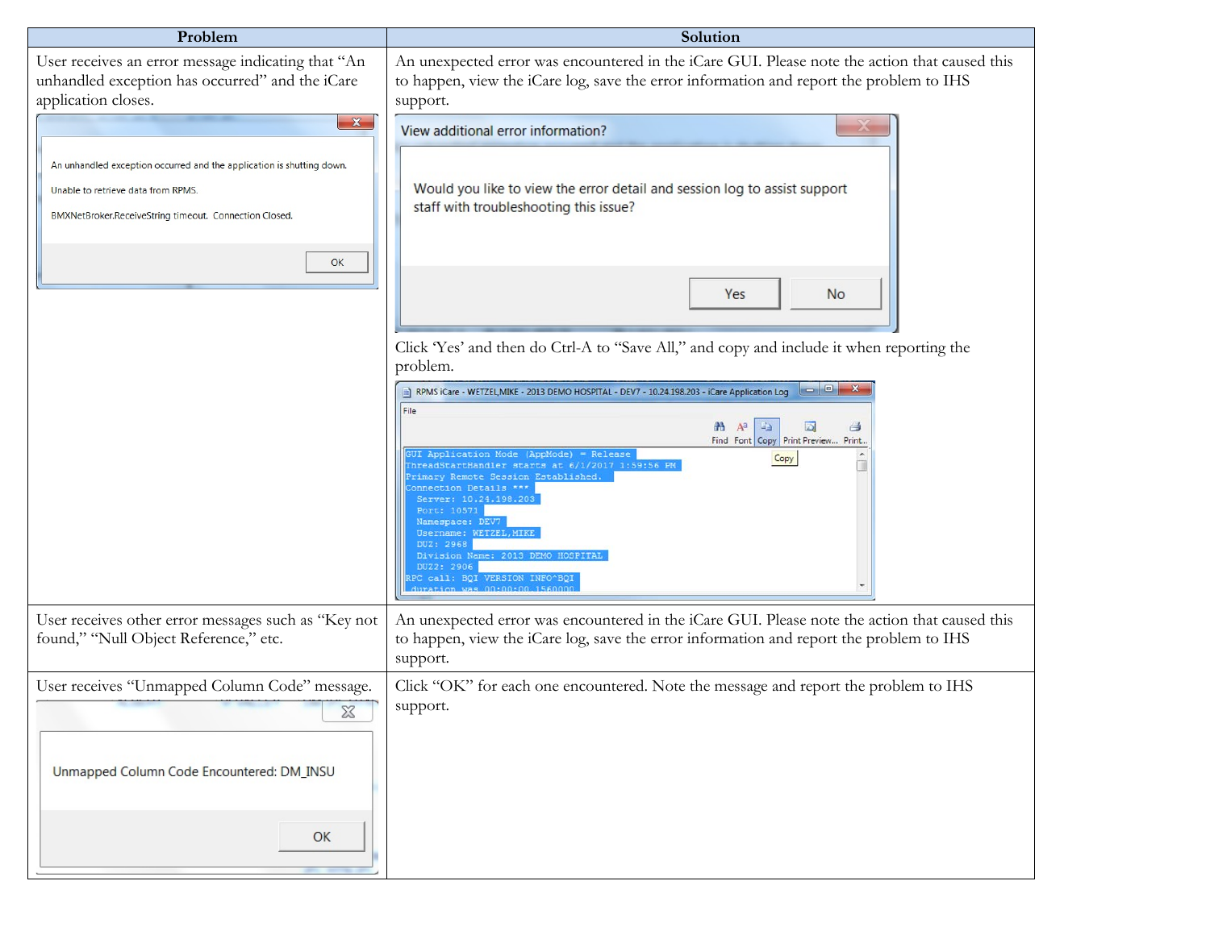| Problem | Solution |
| --- | --- |
| User receives an error message indicating that "An unhandled exception has occurred" and the iCare application closes. | An unexpected error was encountered in the iCare GUI. Please note the action that caused this to happen, view the iCare log, save the error information and report the problem to IHS support. Click 'Yes' and then do Ctrl-A to "Save All," and copy and include it when reporting the problem. |
| User receives other error messages such as "Key not found," "Null Object Reference," etc. | An unexpected error was encountered in the iCare GUI. Please note the action that caused this to happen, view the iCare log, save the error information and report the problem to IHS support. |
| User receives "Unmapped Column Code" message. | Click "OK" for each one encountered. Note the message and report the problem to IHS support. |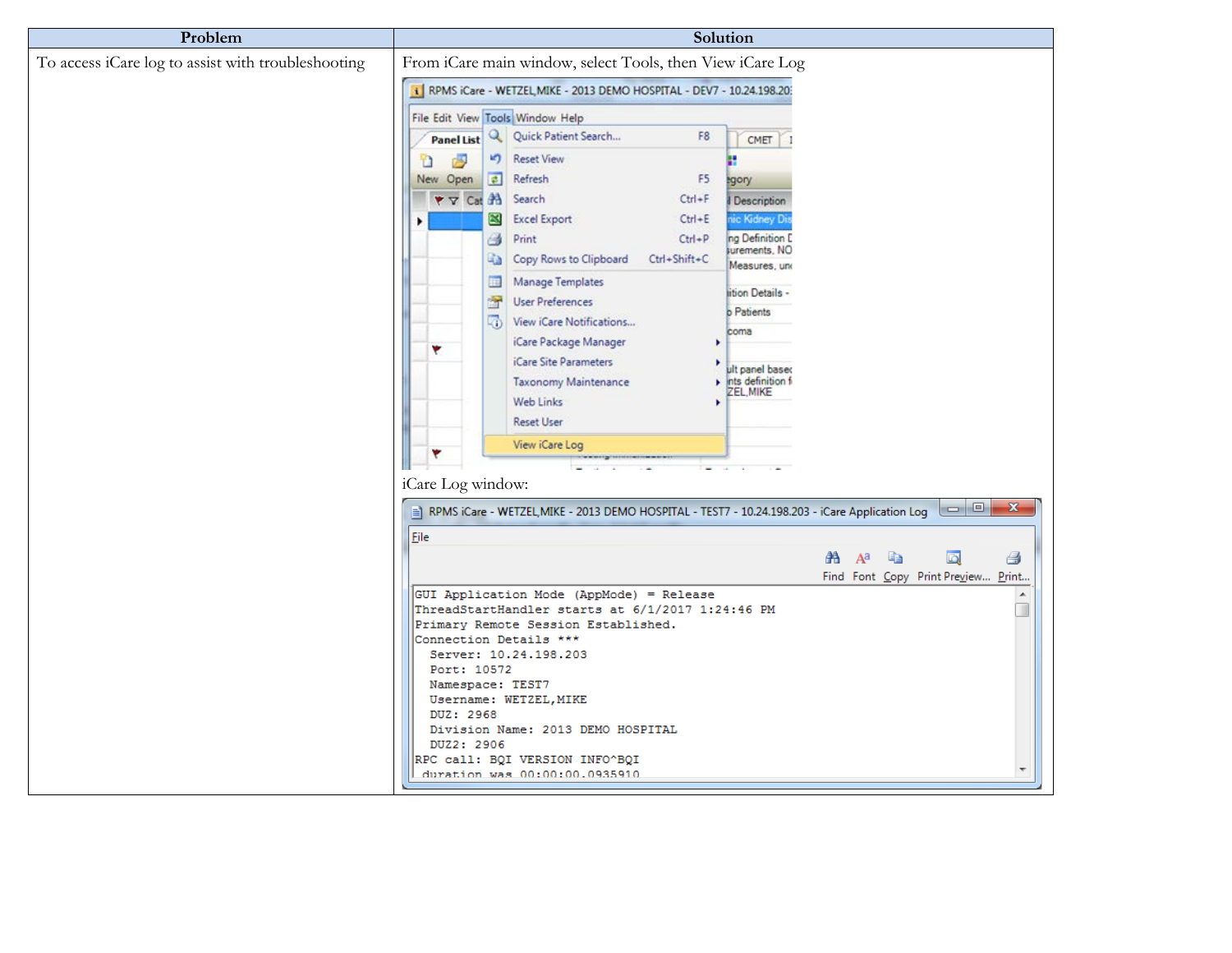| Problem | Solution |
| --- | --- |
| To access iCare log to assist with troubleshooting | From iCare main window, select Tools, then View iCare Log<br><br>iCare Log window: |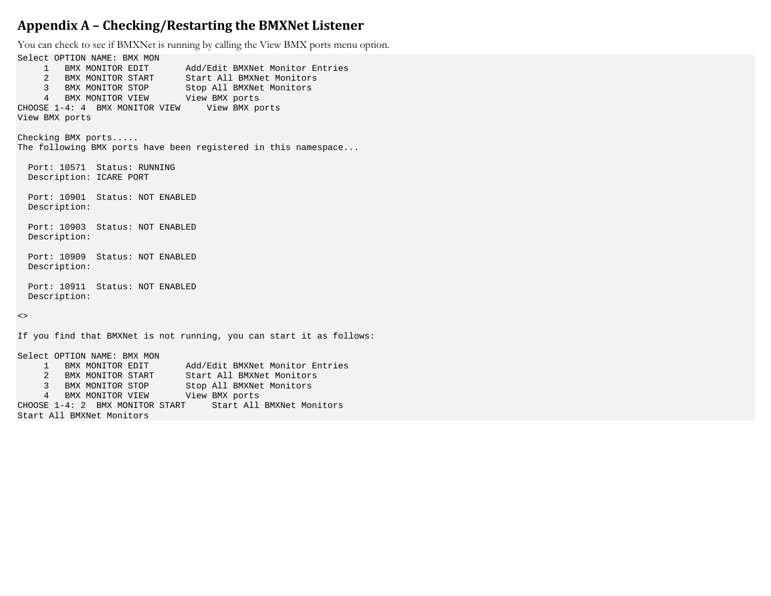## Appendix A – Checking/Restarting the BMXNet Listener

You can check to see if BMXNet is running by calling the View BMX ports menu option.

```
Select OPTION NAME: BMX MON
     1   BMX MONITOR EDIT       Add/Edit BMXNet Monitor Entries
     2   BMX MONITOR START      Start All BMXNet Monitors
     3   BMX MONITOR STOP       Stop All BMXNet Monitors
     4   BMX MONITOR VIEW       View BMX ports
CHOOSE 1-4: 4  BMX MONITOR VIEW     View BMX ports
View BMX ports

Checking BMX ports.....
The following BMX ports have been registered in this namespace...

  Port: 10571  Status: RUNNING
  Description: ICARE PORT

  Port: 10901  Status: NOT ENABLED
  Description:

  Port: 10903  Status: NOT ENABLED
  Description:

  Port: 10909  Status: NOT ENABLED
  Description:

  Port: 10911  Status: NOT ENABLED
  Description:

<>

If you find that BMXNet is not running, you can start it as follows:

Select OPTION NAME: BMX MON
     1   BMX MONITOR EDIT       Add/Edit BMXNet Monitor Entries
     2   BMX MONITOR START      Start All BMXNet Monitors
     3   BMX MONITOR STOP       Stop All BMXNet Monitors
     4   BMX MONITOR VIEW       View BMX ports
CHOOSE 1-4: 2  BMX MONITOR START     Start All BMXNet Monitors
Start All BMXNet Monitors
```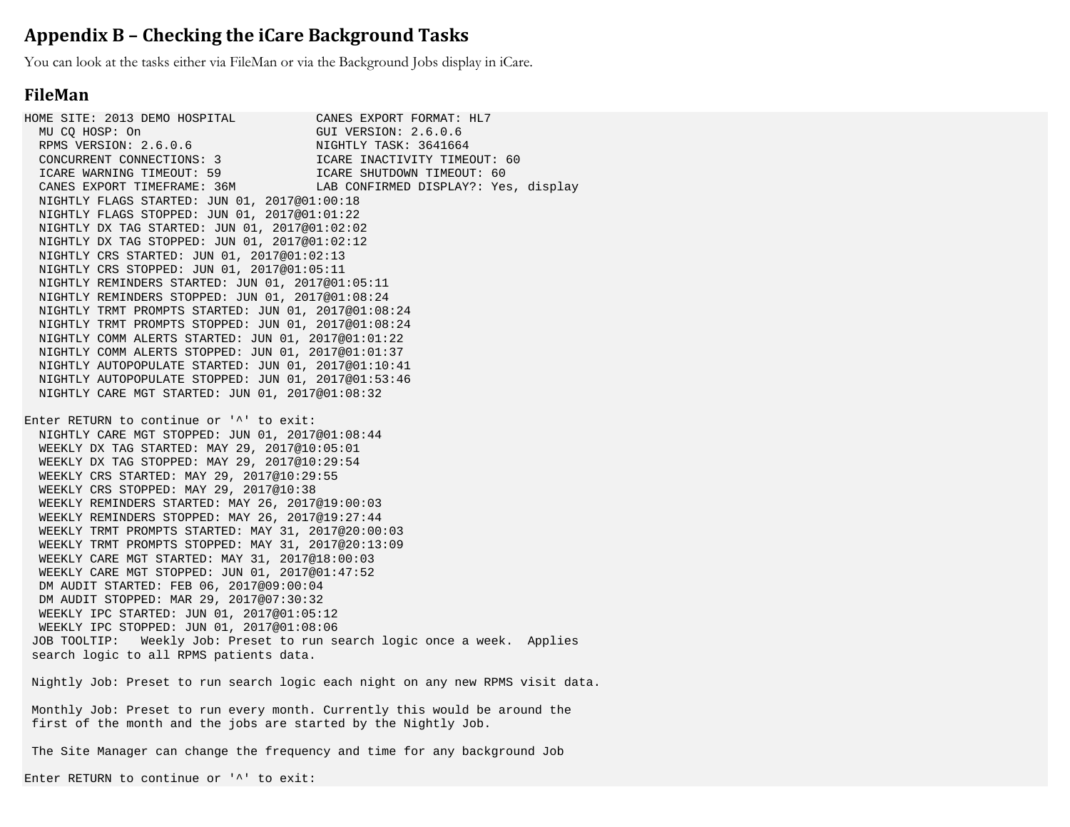## Appendix B – Checking the iCare Background Tasks

You can look at the tasks either via FileMan or via the Background Jobs display in iCare.

### FileMan

```
HOME SITE: 2013 DEMO HOSPITAL           CANES EXPORT FORMAT: HL7
  MU CQ HOSP: On                        GUI VERSION: 2.6.0.6
  RPMS VERSION: 2.6.0.6                 NIGHTLY TASK: 3641664
  CONCURRENT CONNECTIONS: 3             ICARE INACTIVITY TIMEOUT: 60
  ICARE WARNING TIMEOUT: 59             ICARE SHUTDOWN TIMEOUT: 60
  CANES EXPORT TIMEFRAME: 36M           LAB CONFIRMED DISPLAY?: Yes, display
  NIGHTLY FLAGS STARTED: JUN 01, 2017@01:00:18
  NIGHTLY FLAGS STOPPED: JUN 01, 2017@01:01:22
  NIGHTLY DX TAG STARTED: JUN 01, 2017@01:02:02
  NIGHTLY DX TAG STOPPED: JUN 01, 2017@01:02:12
  NIGHTLY CRS STARTED: JUN 01, 2017@01:02:13
  NIGHTLY CRS STOPPED: JUN 01, 2017@01:05:11
  NIGHTLY REMINDERS STARTED: JUN 01, 2017@01:05:11
  NIGHTLY REMINDERS STOPPED: JUN 01, 2017@01:08:24
  NIGHTLY TRMT PROMPTS STARTED: JUN 01, 2017@01:08:24
  NIGHTLY TRMT PROMPTS STOPPED: JUN 01, 2017@01:08:24
  NIGHTLY COMM ALERTS STARTED: JUN 01, 2017@01:01:22
  NIGHTLY COMM ALERTS STOPPED: JUN 01, 2017@01:01:37
  NIGHTLY AUTOPOPULATE STARTED: JUN 01, 2017@01:10:41
  NIGHTLY AUTOPOPULATE STOPPED: JUN 01, 2017@01:53:46
  NIGHTLY CARE MGT STARTED: JUN 01, 2017@01:08:32

Enter RETURN to continue or '^' to exit:
  NIGHTLY CARE MGT STOPPED: JUN 01, 2017@01:08:44
  WEEKLY DX TAG STARTED: MAY 29, 2017@10:05:01
  WEEKLY DX TAG STOPPED: MAY 29, 2017@10:29:54
  WEEKLY CRS STARTED: MAY 29, 2017@10:29:55
  WEEKLY CRS STOPPED: MAY 29, 2017@10:38
  WEEKLY REMINDERS STARTED: MAY 26, 2017@19:00:03
  WEEKLY REMINDERS STOPPED: MAY 26, 2017@19:27:44
  WEEKLY TRMT PROMPTS STARTED: MAY 31, 2017@20:00:03
  WEEKLY TRMT PROMPTS STOPPED: MAY 31, 2017@20:13:09
  WEEKLY CARE MGT STARTED: MAY 31, 2017@18:00:03
  WEEKLY CARE MGT STOPPED: JUN 01, 2017@01:47:52
  DM AUDIT STARTED: FEB 06, 2017@09:00:04
  DM AUDIT STOPPED: MAR 29, 2017@07:30:32
  WEEKLY IPC STARTED: JUN 01, 2017@01:05:12
  WEEKLY IPC STOPPED: JUN 01, 2017@01:08:06
 JOB TOOLTIP:   Weekly Job: Preset to run search logic once a week.  Applies
 search logic to all RPMS patients data.

 Nightly Job: Preset to run search logic each night on any new RPMS visit data.

 Monthly Job: Preset to run every month. Currently this would be around the
 first of the month and the jobs are started by the Nightly Job.

 The Site Manager can change the frequency and time for any background Job

Enter RETURN to continue or '^' to exit:
```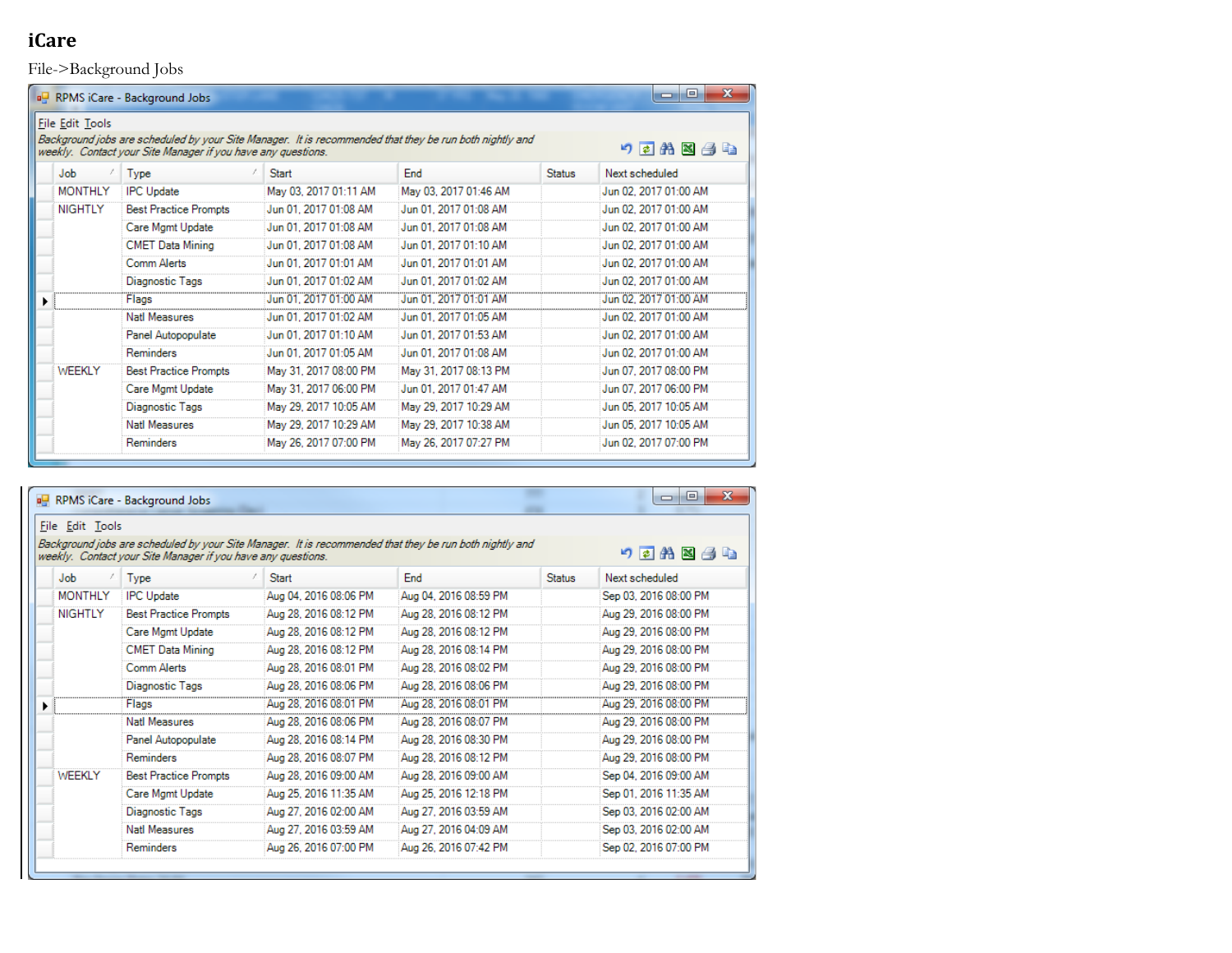## iCare

File->Background Jobs

RPMS iCare - Background Jobs

File Edit Tools

*Background jobs are scheduled by your Site Manager. It is recommended that they be run both nightly and weekly. Contact your Site Manager if you have any questions.*

| Job | Type | Start | End | Status | Next scheduled |
|---|---|---|---|---|---|
| MONTHLY | IPC Update | May 03, 2017 01:11 AM | May 03, 2017 01:46 AM | | Jun 02, 2017 01:00 AM |
| NIGHTLY | Best Practice Prompts | Jun 01, 2017 01:08 AM | Jun 01, 2017 01:08 AM | | Jun 02, 2017 01:00 AM |
| | Care Mgmt Update | Jun 01, 2017 01:08 AM | Jun 01, 2017 01:08 AM | | Jun 02, 2017 01:00 AM |
| | CMET Data Mining | Jun 01, 2017 01:08 AM | Jun 01, 2017 01:10 AM | | Jun 02, 2017 01:00 AM |
| | Comm Alerts | Jun 01, 2017 01:01 AM | Jun 01, 2017 01:01 AM | | Jun 02, 2017 01:00 AM |
| | Diagnostic Tags | Jun 01, 2017 01:02 AM | Jun 01, 2017 01:02 AM | | Jun 02, 2017 01:00 AM |
| | Flags | Jun 01, 2017 01:00 AM | Jun 01, 2017 01:01 AM | | Jun 02, 2017 01:00 AM |
| | Natl Measures | Jun 01, 2017 01:02 AM | Jun 01, 2017 01:05 AM | | Jun 02, 2017 01:00 AM |
| | Panel Autopopulate | Jun 01, 2017 01:10 AM | Jun 01, 2017 01:53 AM | | Jun 02, 2017 01:00 AM |
| | Reminders | Jun 01, 2017 01:05 AM | Jun 01, 2017 01:08 AM | | Jun 02, 2017 01:00 AM |
| WEEKLY | Best Practice Prompts | May 31, 2017 08:00 PM | May 31, 2017 08:13 PM | | Jun 07, 2017 08:00 PM |
| | Care Mgmt Update | May 31, 2017 06:00 PM | Jun 01, 2017 01:47 AM | | Jun 07, 2017 06:00 PM |
| | Diagnostic Tags | May 29, 2017 10:05 AM | May 29, 2017 10:29 AM | | Jun 05, 2017 10:05 AM |
| | Natl Measures | May 29, 2017 10:29 AM | May 29, 2017 10:38 AM | | Jun 05, 2017 10:05 AM |
| | Reminders | May 26, 2017 07:00 PM | May 26, 2017 07:27 PM | | Jun 02, 2017 07:00 PM |

RPMS iCare - Background Jobs

File Edit Tools

*Background jobs are scheduled by your Site Manager. It is recommended that they be run both nightly and weekly. Contact your Site Manager if you have any questions.*

| Job | Type | Start | End | Status | Next scheduled |
|---|---|---|---|---|---|
| MONTHLY | IPC Update | Aug 04, 2016 08:06 PM | Aug 04, 2016 08:59 PM | | Sep 03, 2016 08:00 PM |
| NIGHTLY | Best Practice Prompts | Aug 28, 2016 08:12 PM | Aug 28, 2016 08:12 PM | | Aug 29, 2016 08:00 PM |
| | Care Mgmt Update | Aug 28, 2016 08:12 PM | Aug 28, 2016 08:12 PM | | Aug 29, 2016 08:00 PM |
| | CMET Data Mining | Aug 28, 2016 08:12 PM | Aug 28, 2016 08:14 PM | | Aug 29, 2016 08:00 PM |
| | Comm Alerts | Aug 28, 2016 08:01 PM | Aug 28, 2016 08:02 PM | | Aug 29, 2016 08:00 PM |
| | Diagnostic Tags | Aug 28, 2016 08:06 PM | Aug 28, 2016 08:06 PM | | Aug 29, 2016 08:00 PM |
| | Flags | Aug 28, 2016 08:01 PM | Aug 28, 2016 08:01 PM | | Aug 29, 2016 08:00 PM |
| | Natl Measures | Aug 28, 2016 08:06 PM | Aug 28, 2016 08:07 PM | | Aug 29, 2016 08:00 PM |
| | Panel Autopopulate | Aug 28, 2016 08:14 PM | Aug 28, 2016 08:30 PM | | Aug 29, 2016 08:00 PM |
| | Reminders | Aug 28, 2016 08:07 PM | Aug 28, 2016 08:12 PM | | Aug 29, 2016 08:00 PM |
| WEEKLY | Best Practice Prompts | Aug 28, 2016 09:00 AM | Aug 28, 2016 09:00 AM | | Sep 04, 2016 09:00 AM |
| | Care Mgmt Update | Aug 25, 2016 11:35 AM | Aug 25, 2016 12:18 PM | | Sep 01, 2016 11:35 AM |
| | Diagnostic Tags | Aug 27, 2016 02:00 AM | Aug 27, 2016 03:59 AM | | Sep 03, 2016 02:00 AM |
| | Natl Measures | Aug 27, 2016 03:59 AM | Aug 27, 2016 04:09 AM | | Sep 03, 2016 02:00 AM |
| | Reminders | Aug 26, 2016 07:00 PM | Aug 26, 2016 07:42 PM | | Sep 02, 2016 07:00 PM |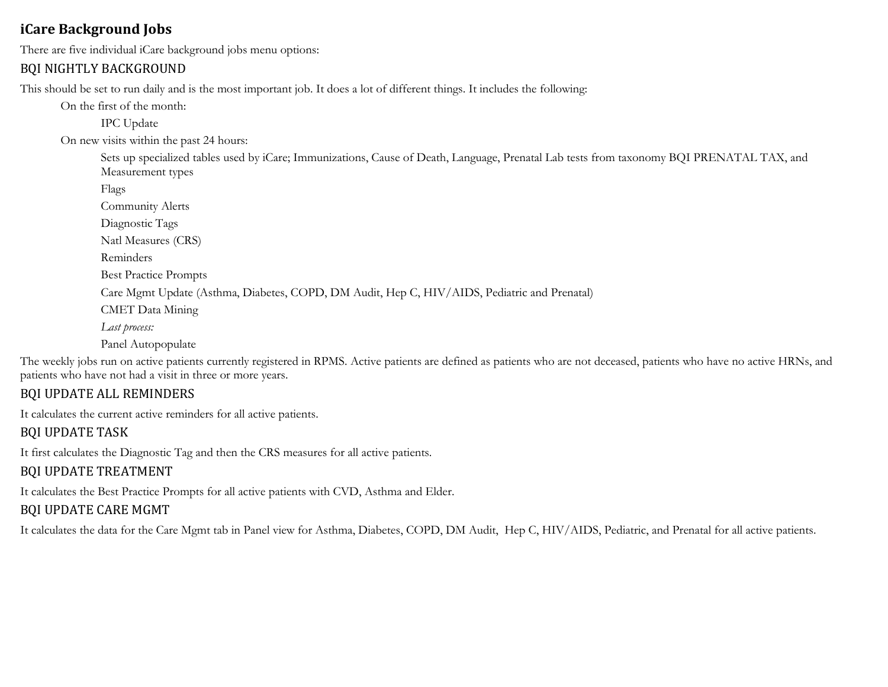## iCare Background Jobs

There are five individual iCare background jobs menu options:

### BQI NIGHTLY BACKGROUND

This should be set to run daily and is the most important job. It does a lot of different things. It includes the following:

- On the first of the month:
  - IPC Update
- On new visits within the past 24 hours:
  - Sets up specialized tables used by iCare; Immunizations, Cause of Death, Language, Prenatal Lab tests from taxonomy BQI PRENATAL TAX, and Measurement types
  - Flags
  - Community Alerts
  - Diagnostic Tags
  - Natl Measures (CRS)
  - Reminders
  - Best Practice Prompts
  - Care Mgmt Update (Asthma, Diabetes, COPD, DM Audit, Hep C, HIV/AIDS, Pediatric and Prenatal)
  - CMET Data Mining
  - *Last process:*
  - Panel Autopopulate

The weekly jobs run on active patients currently registered in RPMS. Active patients are defined as patients who are not deceased, patients who have no active HRNs, and patients who have not had a visit in three or more years.

### BQI UPDATE ALL REMINDERS

It calculates the current active reminders for all active patients.

### BQI UPDATE TASK

It first calculates the Diagnostic Tag and then the CRS measures for all active patients.

### BQI UPDATE TREATMENT

It calculates the Best Practice Prompts for all active patients with CVD, Asthma and Elder.

### BQI UPDATE CARE MGMT

It calculates the data for the Care Mgmt tab in Panel view for Asthma, Diabetes, COPD, DM Audit, Hep C, HIV/AIDS, Pediatric, and Prenatal for all active patients.